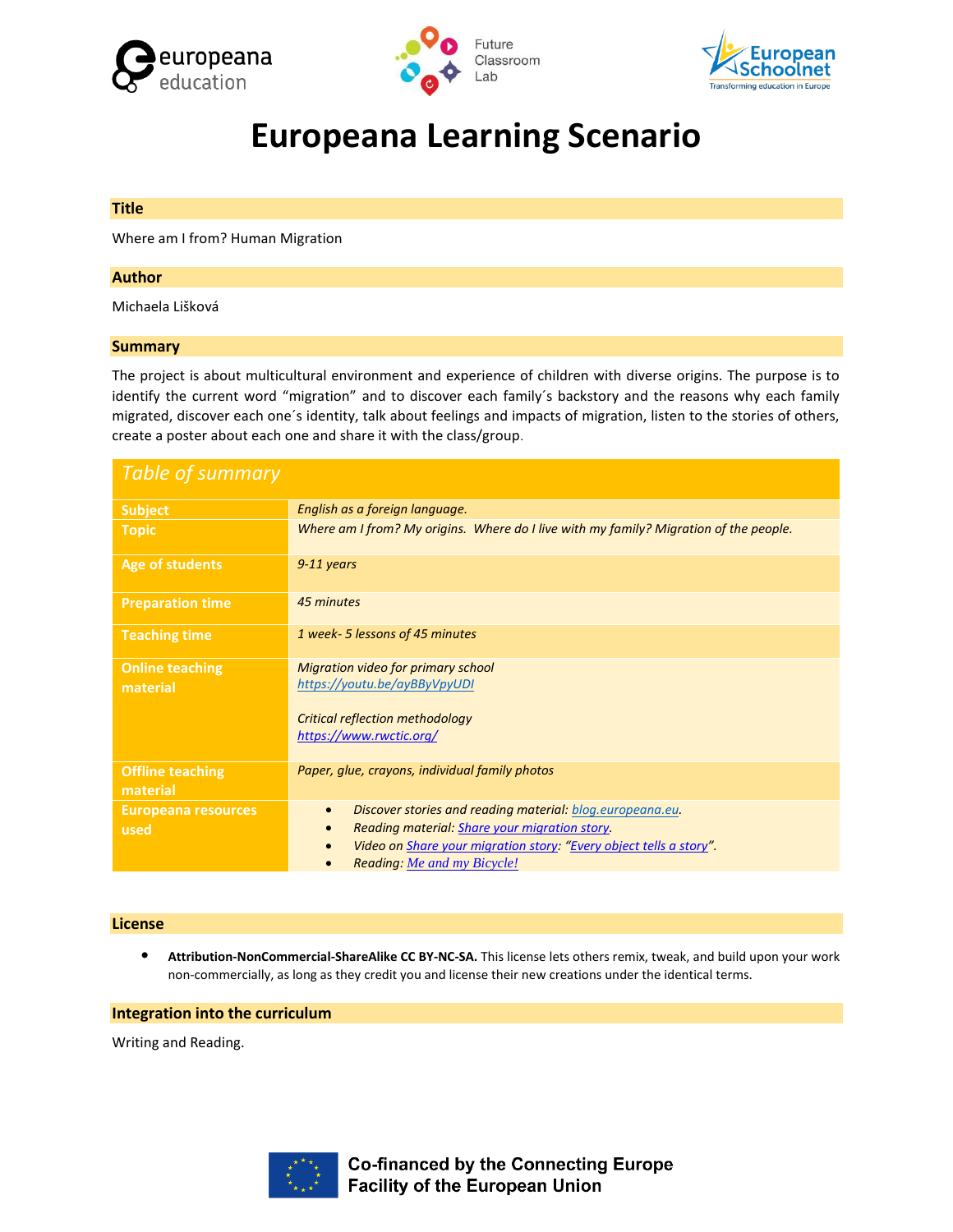# Europeana Learning Scenario

## Title

Where am I from? Human Migration

## Author

Michaela Lišková

## Summary

The project is about multicultural environment and experience of children with diverse origins. The purpose is to identify the current word "migration" and to discover each family´s backstory and the reasons why each family migrated, discover each one´s identity, talk about feelings and impacts of migration, listen to the stories of others, create a poster about each one and share it with the class/group.

| *Table of summary* | |
|---|---|
| **Subject** | *English as a foreign language.* |
| **Topic** | *Where am I from? My origins. Where do I live with my family? Migration of the people.* |
| **Age of students** | *9-11 years* |
| **Preparation time** | *45 minutes* |
| **Teaching time** | *1 week- 5 lessons of 45 minutes* |
| **Online teaching material** | *Migration video for primary school* *https://youtu.be/ayBByVpyUDI*<br><br>*Critical reflection methodology* *https://www.rwctic.org/* |
| **Offline teaching material** | *Paper, glue, crayons, individual family photos* |
| **Europeana resources used** | • *Discover stories and reading material: blog.europeana.eu.*<br>• *Reading material: Share your migration story.*<br>• *Video on Share your migration story: "Every object tells a story".*<br>• *Reading: Me and my Bicycle!* |

## License

- **Attribution-NonCommercial-ShareAlike CC BY-NC-SA.** This license lets others remix, tweak, and build upon your work non-commercially, as long as they credit you and license their new creations under the identical terms.

## Integration into the curriculum

Writing and Reading.

Co-financed by the Connecting Europe Facility of the European Union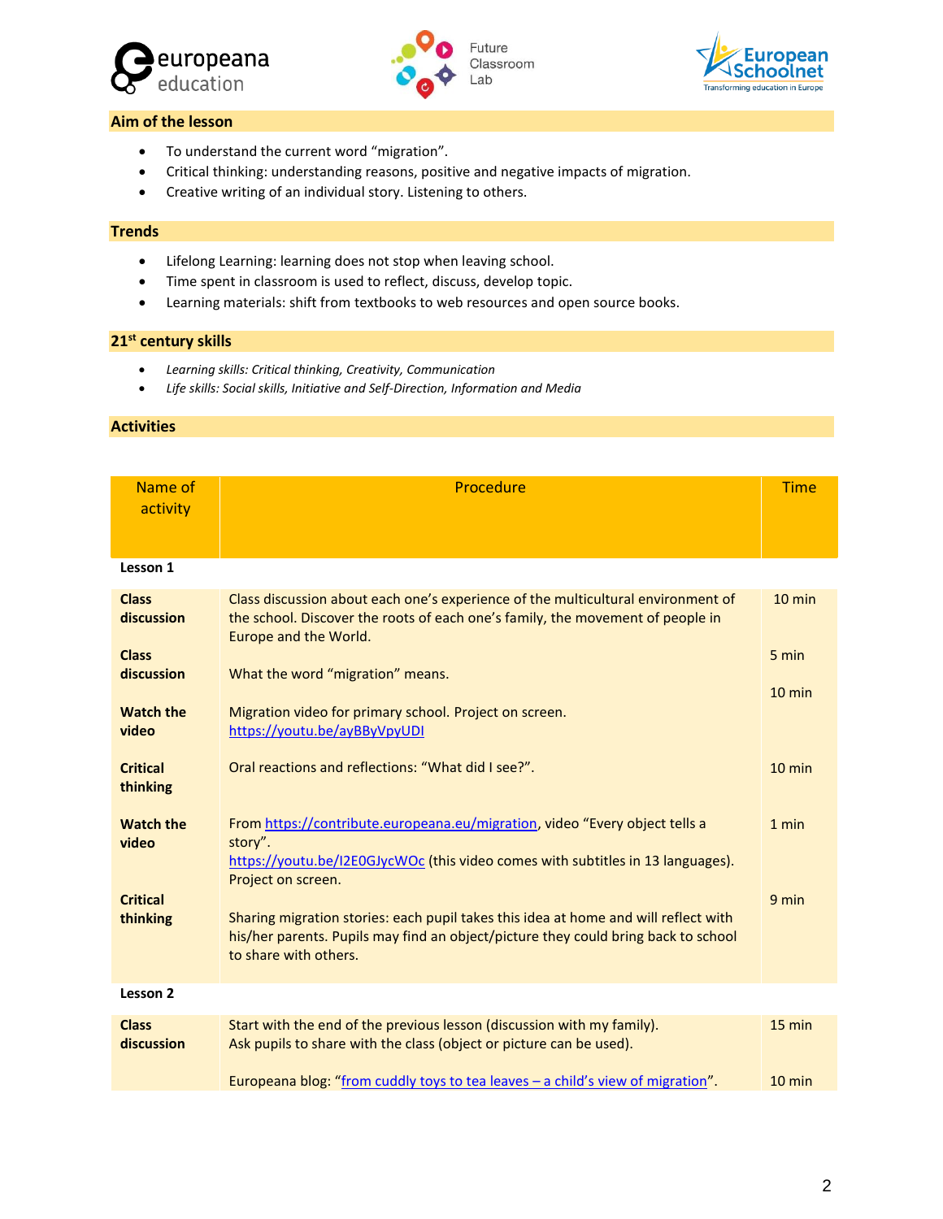## Aim of the lesson

- To understand the current word "migration".
- Critical thinking: understanding reasons, positive and negative impacts of migration.
- Creative writing of an individual story. Listening to others.

## Trends

- Lifelong Learning: learning does not stop when leaving school.
- Time spent in classroom is used to reflect, discuss, develop topic.
- Learning materials: shift from textbooks to web resources and open source books.

## 21st century skills

- *Learning skills: Critical thinking, Creativity, Communication*
- *Life skills: Social skills, Initiative and Self-Direction, Information and Media*

## Activities

| Name of activity | Procedure | Time |
|---|---|---|
| **Lesson 1** | | |
| **Class discussion** | Class discussion about each one's experience of the multicultural environment of the school. Discover the roots of each one's family, the movement of people in Europe and the World. | 10 min |
| **Class discussion** | What the word "migration" means. | 5 min |
| **Watch the video** | Migration video for primary school. Project on screen. https://youtu.be/ayBByVpyUDI | 10 min |
| **Critical thinking** | Oral reactions and reflections: "What did I see?". | 10 min |
| **Watch the video** | From https://contribute.europeana.eu/migration, video "Every object tells a story". https://youtu.be/I2E0GJycWOc (this video comes with subtitles in 13 languages). Project on screen. | 1 min |
| **Critical thinking** | Sharing migration stories: each pupil takes this idea at home and will reflect with his/her parents. Pupils may find an object/picture they could bring back to school to share with others. | 9 min |
| **Lesson 2** | | |
| **Class discussion** | Start with the end of the previous lesson (discussion with my family). Ask pupils to share with the class (object or picture can be used). | 15 min |
| | Europeana blog: "from cuddly toys to tea leaves – a child's view of migration". | 10 min |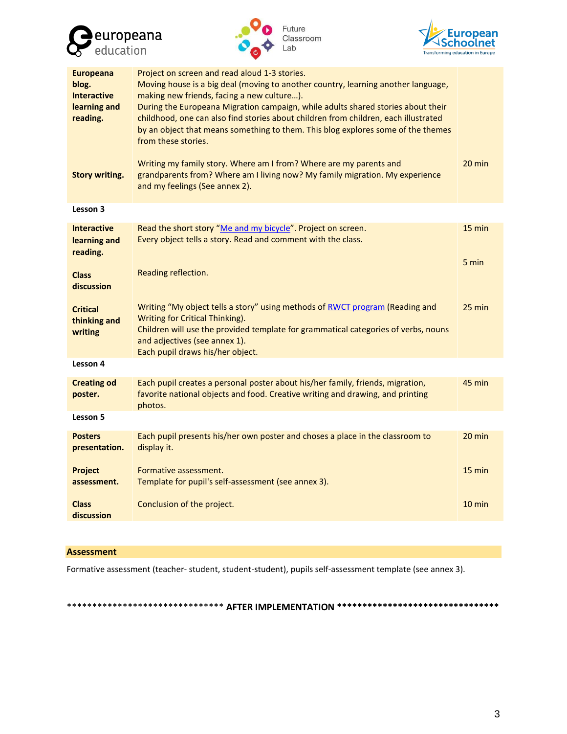| | | |
|---|---|---|
| **Europeana blog. Interactive learning and reading.** | Project on screen and read aloud 1-3 stories.<br>Moving house is a big deal (moving to another country, learning another language, making new friends, facing a new culture…).<br>During the Europeana Migration campaign, while adults shared stories about their childhood, one can also find stories about children from children, each illustrated by an object that means something to them. This blog explores some of the themes from these stories. | |
| **Story writing.** | Writing my family story. Where am I from? Where are my parents and grandparents from? Where am I living now? My family migration. My experience and my feelings (See annex 2). | 20 min |
| **Lesson 3** | | |
| **Interactive learning and reading.** | Read the short story "Me and my bicycle". Project on screen.<br>Every object tells a story. Read and comment with the class. | 15 min |
| **Class discussion** | Reading reflection. | 5 min |
| **Critical thinking and writing** | Writing "My object tells a story" using methods of RWCT program (Reading and Writing for Critical Thinking).<br>Children will use the provided template for grammatical categories of verbs, nouns and adjectives (see annex 1).<br>Each pupil draws his/her object. | 25 min |
| **Lesson 4** | | |
| **Creating od poster.** | Each pupil creates a personal poster about his/her family, friends, migration, favorite national objects and food. Creative writing and drawing, and printing photos. | 45 min |
| **Lesson 5** | | |
| **Posters presentation.** | Each pupil presents his/her own poster and choses a place in the classroom to display it. | 20 min |
| **Project assessment.** | Formative assessment.<br>Template for pupil's self-assessment (see annex 3). | 15 min |
| **Class discussion** | Conclusion of the project. | 10 min |

## Assessment

Formative assessment (teacher- student, student-student), pupils self-assessment template (see annex 3).

******************************* **AFTER IMPLEMENTATION** ********************************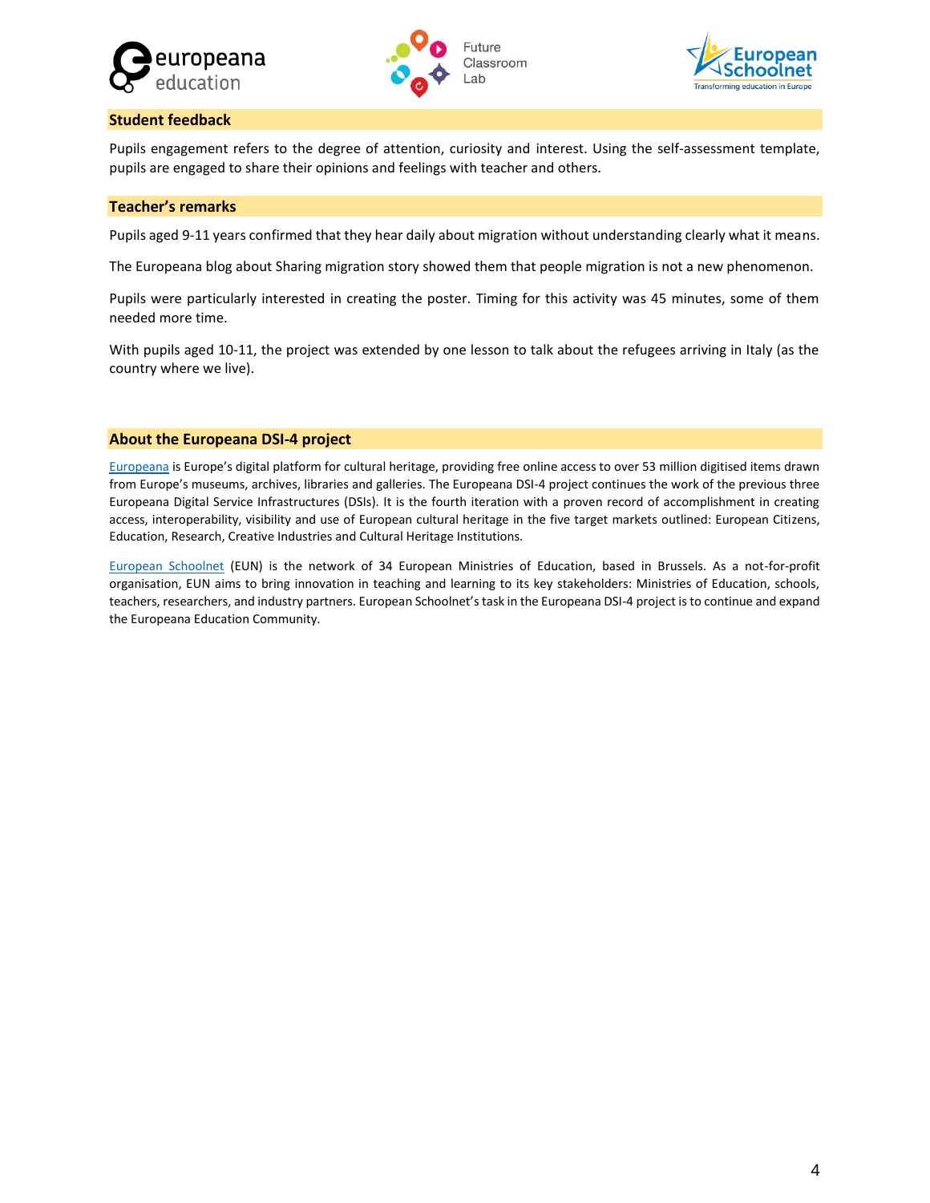## Student feedback

Pupils engagement refers to the degree of attention, curiosity and interest. Using the self-assessment template, pupils are engaged to share their opinions and feelings with teacher and others.

## Teacher's remarks

Pupils aged 9-11 years confirmed that they hear daily about migration without understanding clearly what it means.

The Europeana blog about Sharing migration story showed them that people migration is not a new phenomenon.

Pupils were particularly interested in creating the poster. Timing for this activity was 45 minutes, some of them needed more time.

With pupils aged 10-11, the project was extended by one lesson to talk about the refugees arriving in Italy (as the country where we live).

## About the Europeana DSI-4 project

Europeana is Europe's digital platform for cultural heritage, providing free online access to over 53 million digitised items drawn from Europe's museums, archives, libraries and galleries. The Europeana DSI-4 project continues the work of the previous three Europeana Digital Service Infrastructures (DSIs). It is the fourth iteration with a proven record of accomplishment in creating access, interoperability, visibility and use of European cultural heritage in the five target markets outlined: European Citizens, Education, Research, Creative Industries and Cultural Heritage Institutions.

European Schoolnet (EUN) is the network of 34 European Ministries of Education, based in Brussels. As a not-for-profit organisation, EUN aims to bring innovation in teaching and learning to its key stakeholders: Ministries of Education, schools, teachers, researchers, and industry partners. European Schoolnet's task in the Europeana DSI-4 project is to continue and expand the Europeana Education Community.